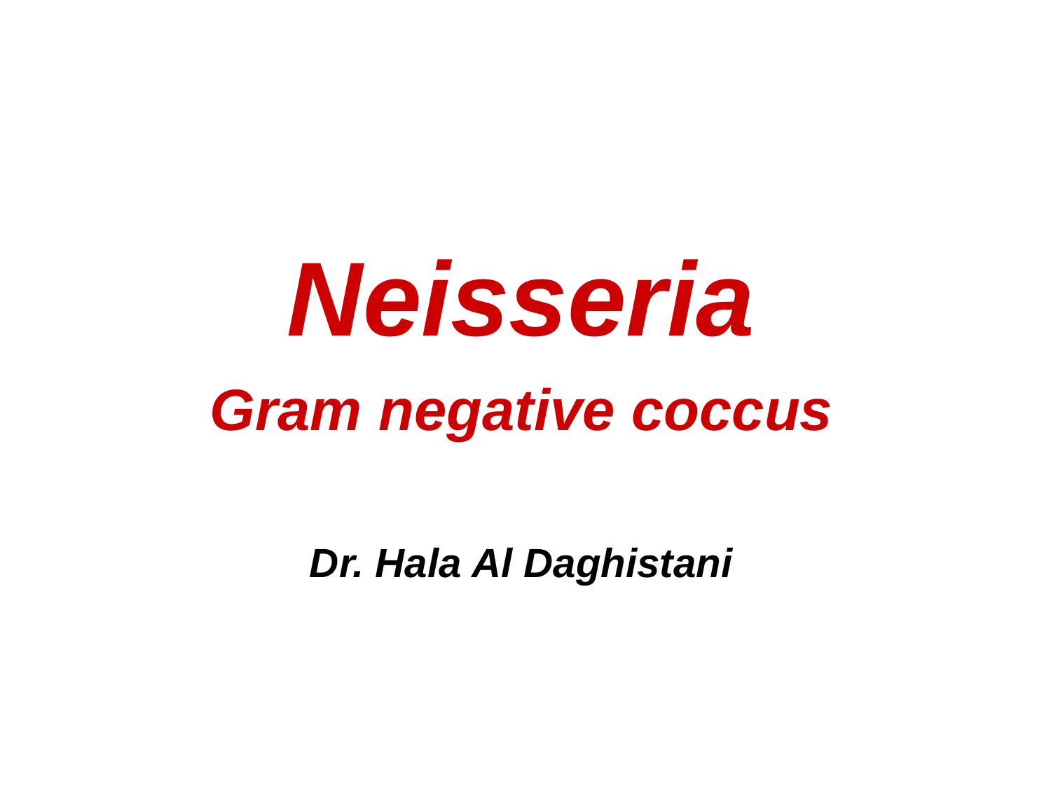# *Neisseria*

## *Gram negative coccus*

***Dr. Hala Al Daghistani***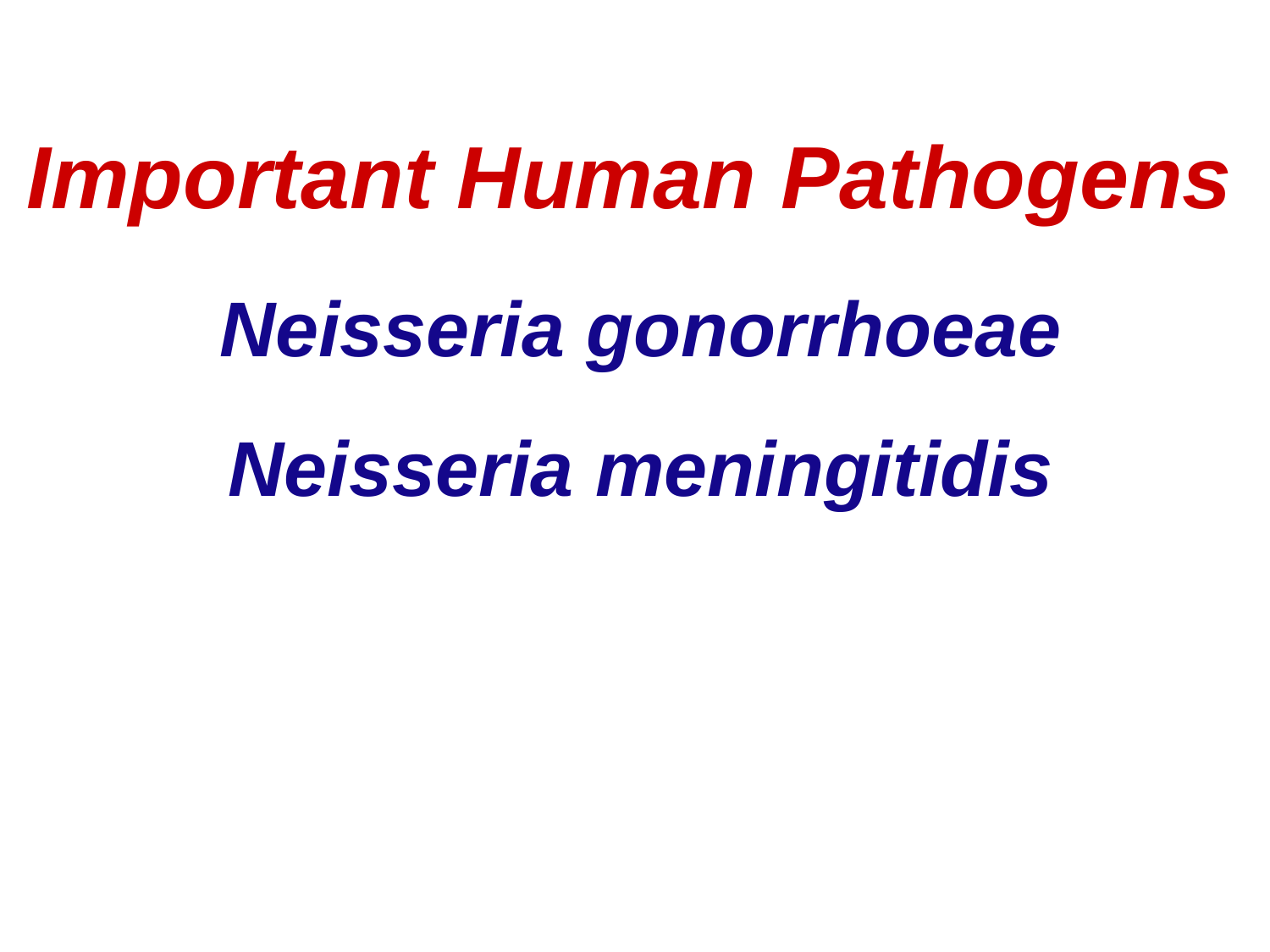# *Important Human Pathogens*

## *Neisseria gonorrhoeae*

## *Neisseria meningitidis*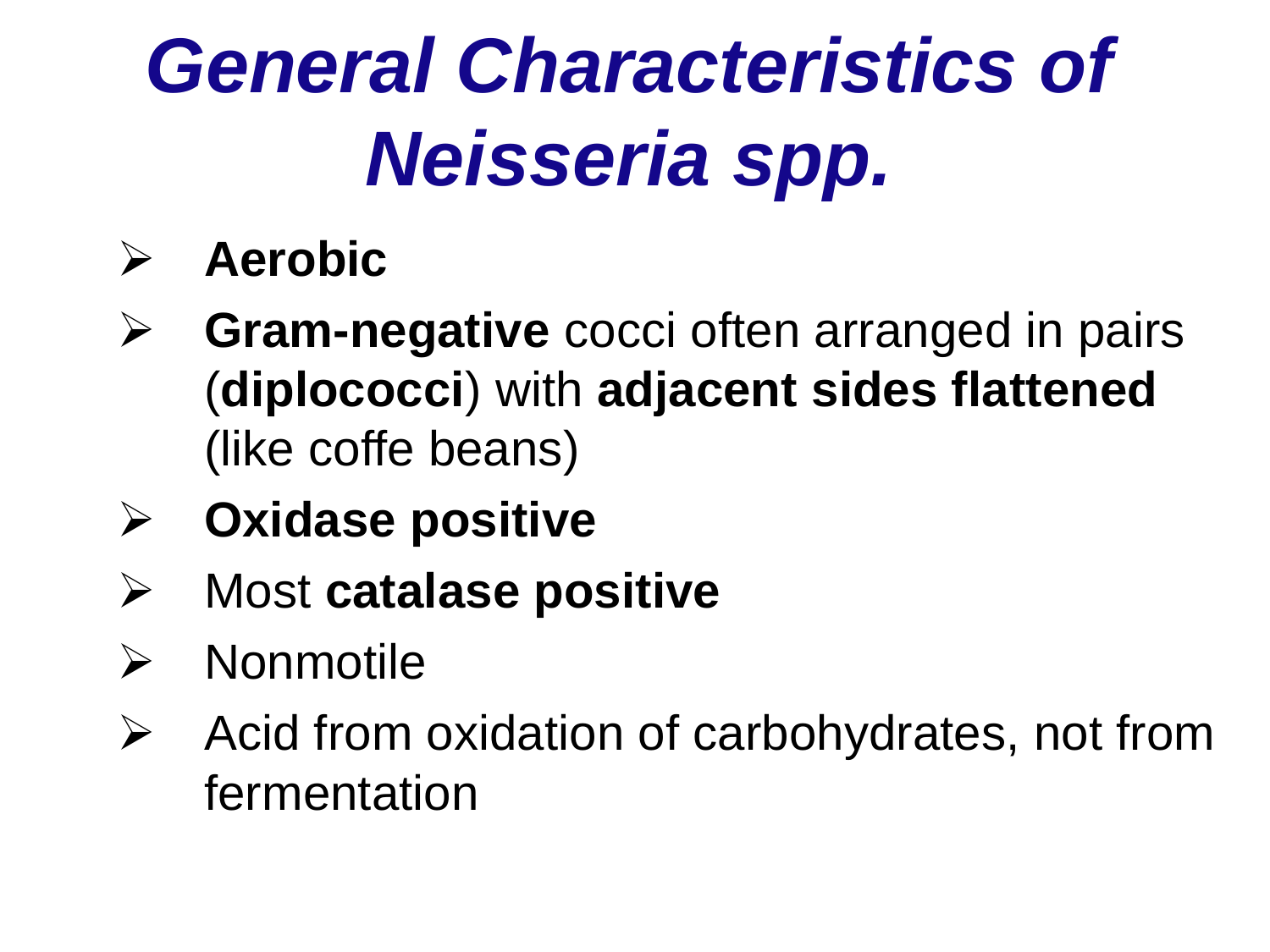# *General Characteristics of Neisseria spp.*

- **Aerobic**
- **Gram-negative** cocci often arranged in pairs (**diplococci**) with **adjacent sides flattened** (like coffe beans)
- **Oxidase positive**
- Most **catalase positive**
- Nonmotile
- Acid from oxidation of carbohydrates, not from fermentation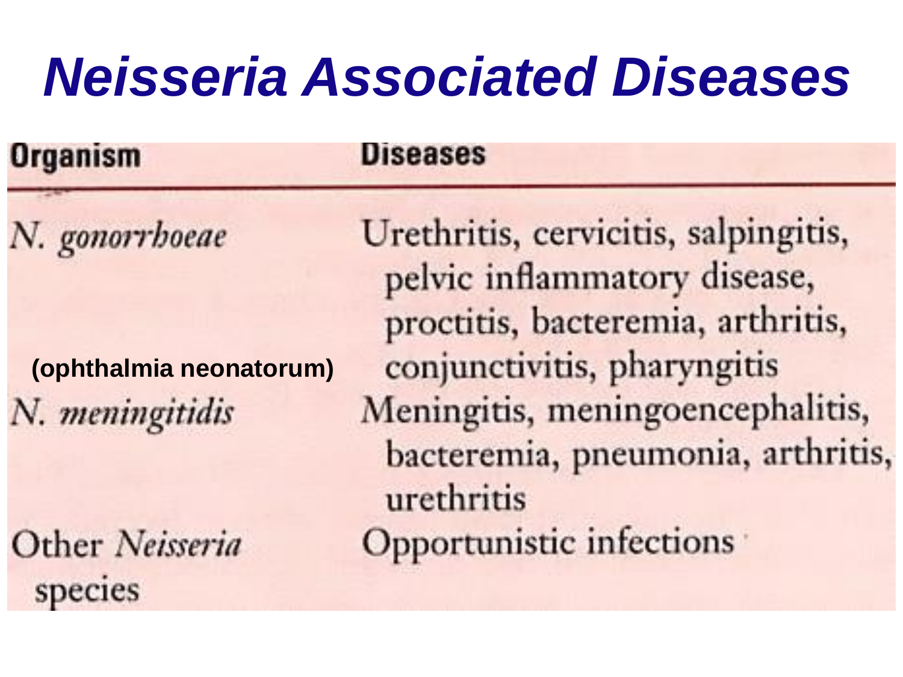# *Neisseria Associated Diseases*

| Organism | Diseases |
|---|---|
| *N. gonorrhoeae* **(ophthalmia neonatorum)** | Urethritis, cervicitis, salpingitis, pelvic inflammatory disease, proctitis, bacteremia, arthritis, conjunctivitis, pharyngitis |
| *N. meningitidis* | Meningitis, meningoencephalitis, bacteremia, pneumonia, arthritis, urethritis |
| Other *Neisseria* species | Opportunistic infections |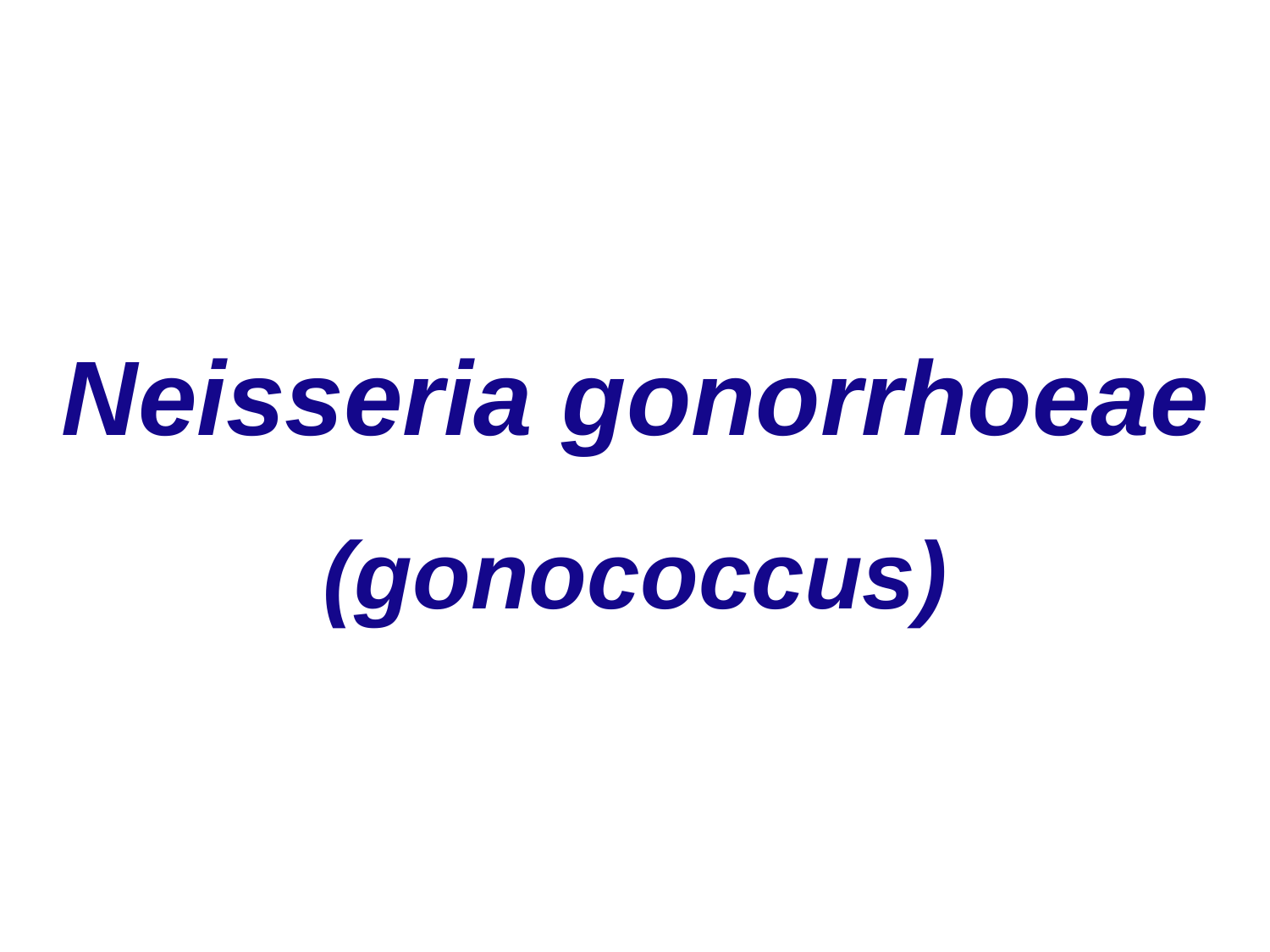# *Neisseria gonorrhoeae*

## *(gonococcus)*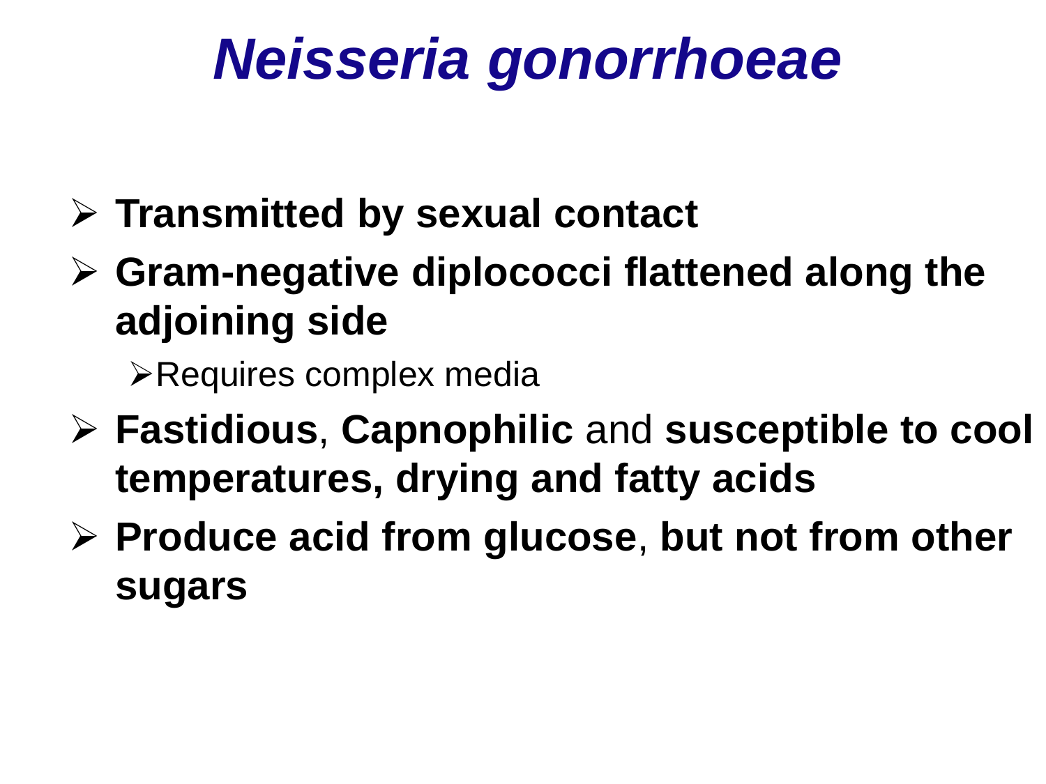# *Neisseria gonorrhoeae*

- **Transmitted by sexual contact**
- **Gram-negative diplococci flattened along the adjoining side**
  - Requires complex media
- **Fastidious**, **Capnophilic** and **susceptible to cool temperatures, drying and fatty acids**
- **Produce acid from glucose**, **but not from other sugars**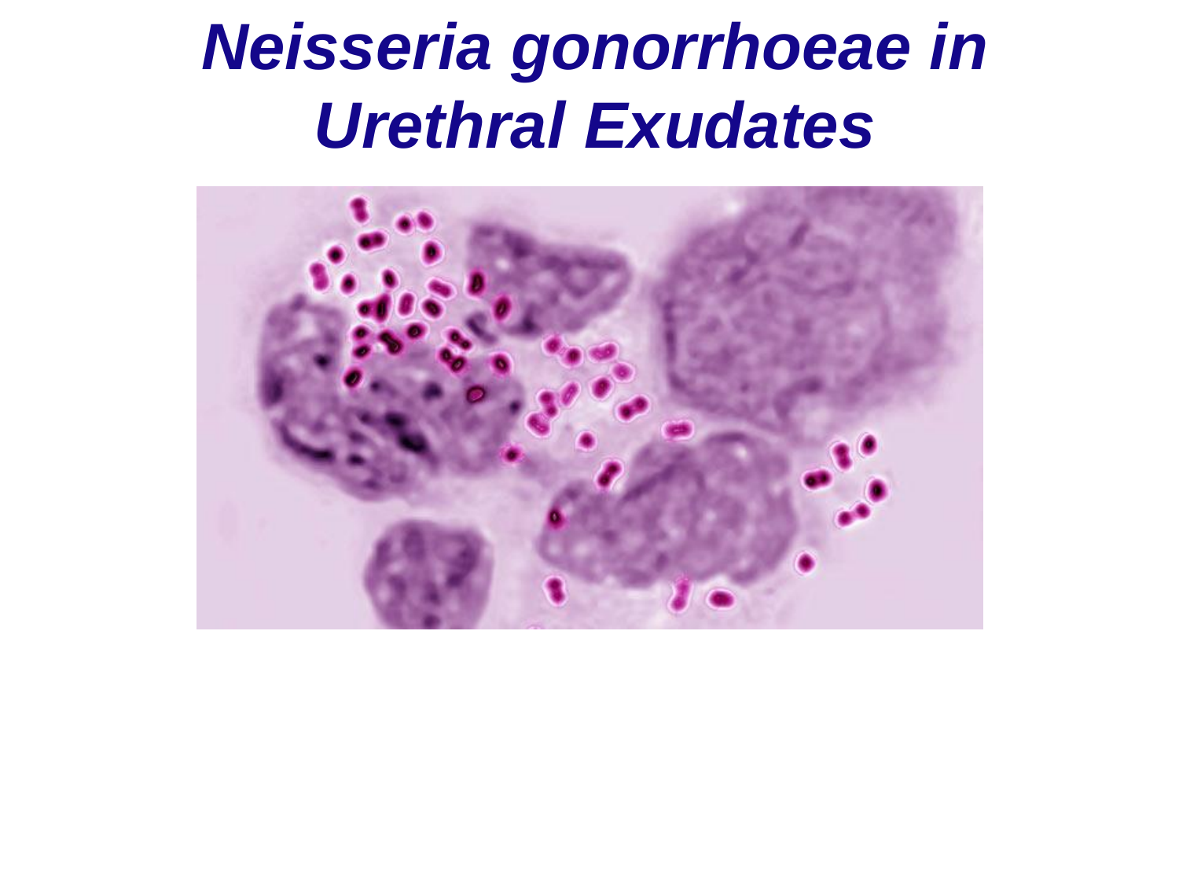# *Neisseria gonorrhoeae in Urethral Exudates*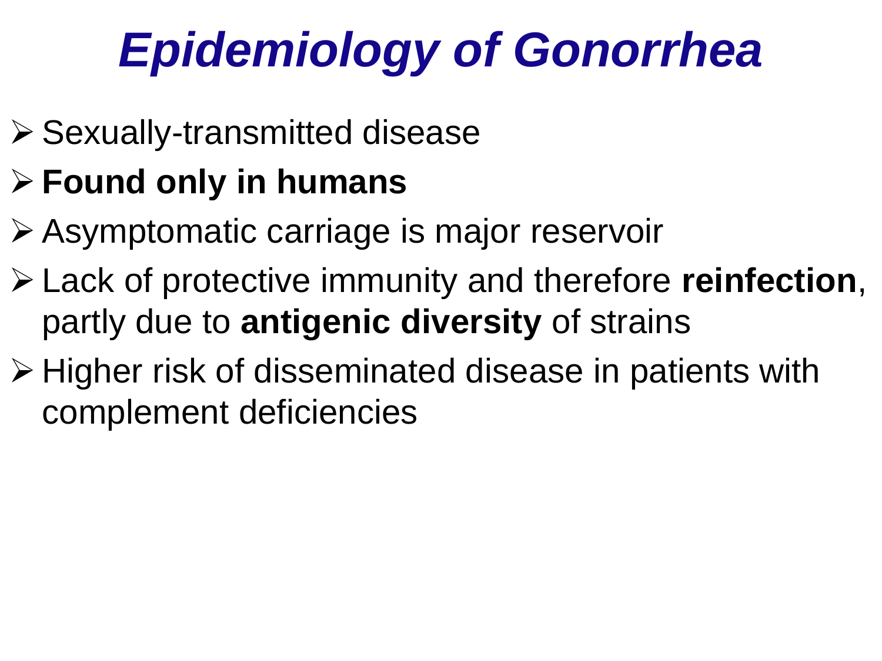# *Epidemiology of Gonorrhea*

- Sexually-transmitted disease
- **Found only in humans**
- Asymptomatic carriage is major reservoir
- Lack of protective immunity and therefore **reinfection**, partly due to **antigenic diversity** of strains
- Higher risk of disseminated disease in patients with complement deficiencies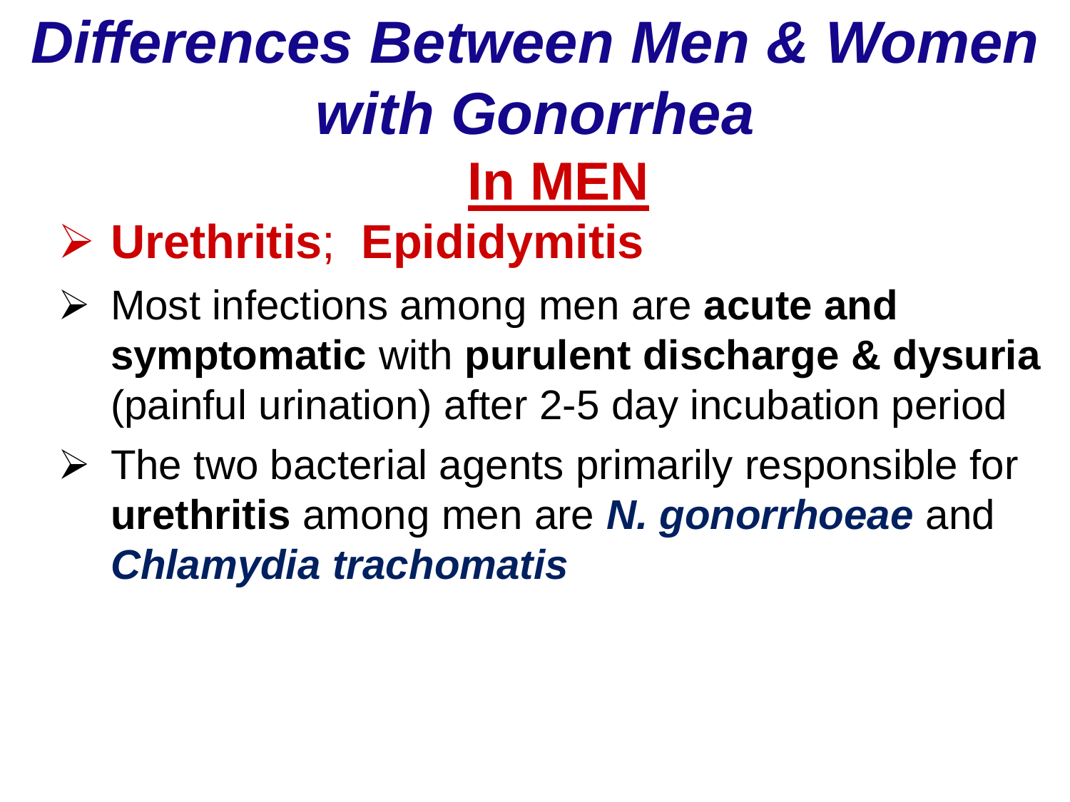# *Differences Between Men & Women with Gonorrhea*

## In MEN

- **Urethritis**; **Epididymitis**
- Most infections among men are **acute and symptomatic** with **purulent discharge & dysuria** (painful urination) after 2-5 day incubation period
- The two bacterial agents primarily responsible for **urethritis** among men are ***N. gonorrhoeae*** and ***Chlamydia trachomatis***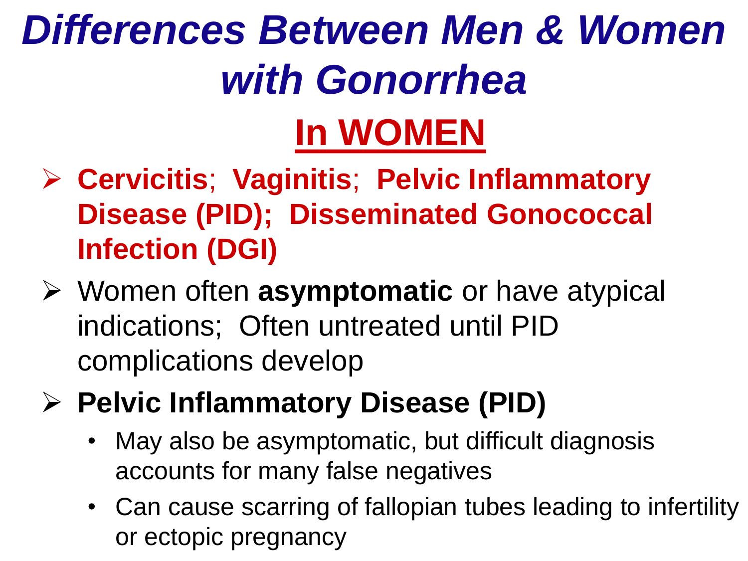# *Differences Between Men & Women with Gonorrhea*

## In WOMEN

- **Cervicitis**; **Vaginitis**; **Pelvic Inflammatory Disease (PID); Disseminated Gonococcal Infection (DGI)**
- Women often **asymptomatic** or have atypical indications; Often untreated until PID complications develop
- **Pelvic Inflammatory Disease (PID)**
  - May also be asymptomatic, but difficult diagnosis accounts for many false negatives
  - Can cause scarring of fallopian tubes leading to infertility or ectopic pregnancy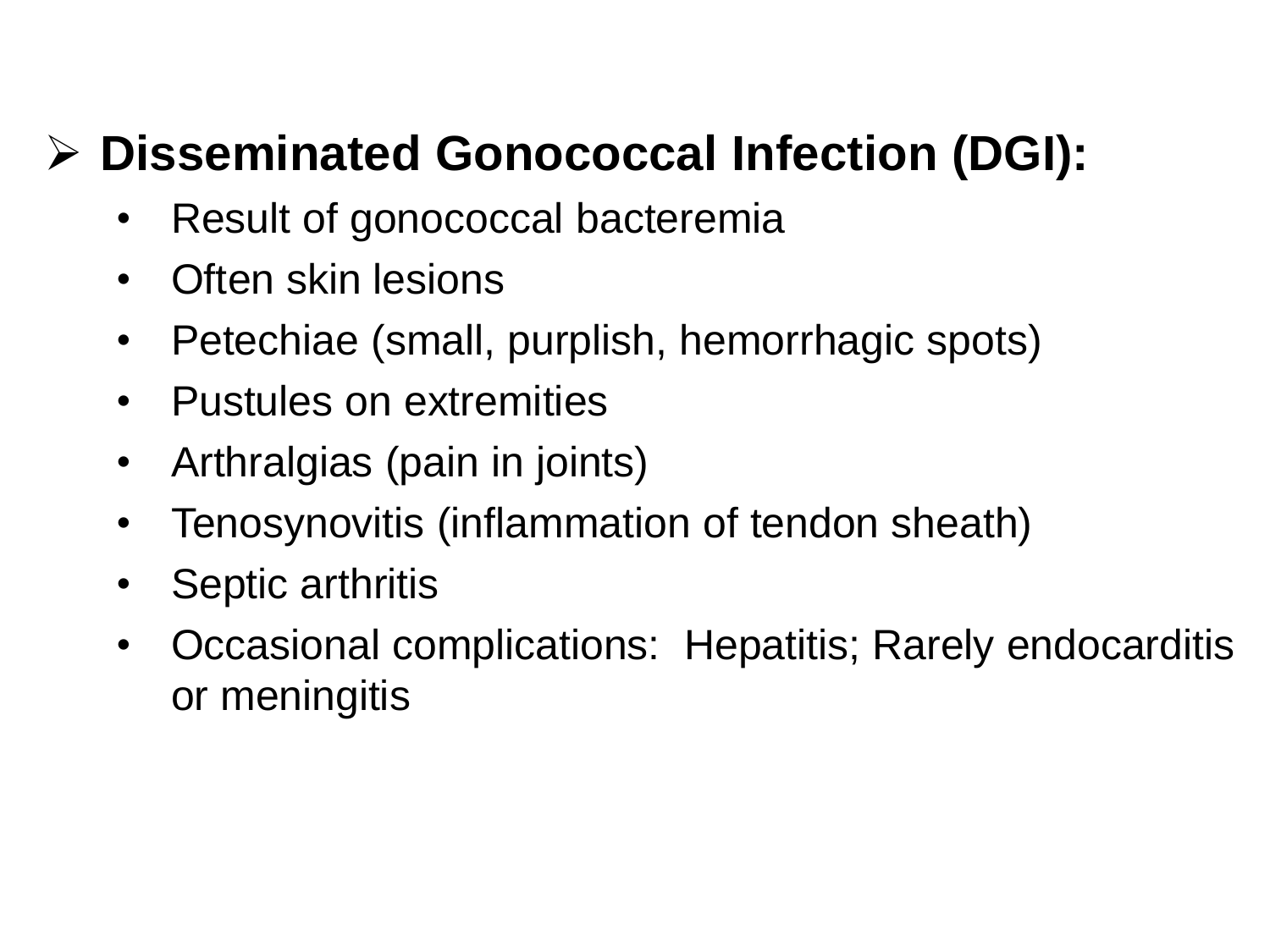- **Disseminated Gonococcal Infection (DGI):**
  - Result of gonococcal bacteremia
  - Often skin lesions
  - Petechiae (small, purplish, hemorrhagic spots)
  - Pustules on extremities
  - Arthralgias (pain in joints)
  - Tenosynovitis (inflammation of tendon sheath)
  - Septic arthritis
  - Occasional complications: Hepatitis; Rarely endocarditis or meningitis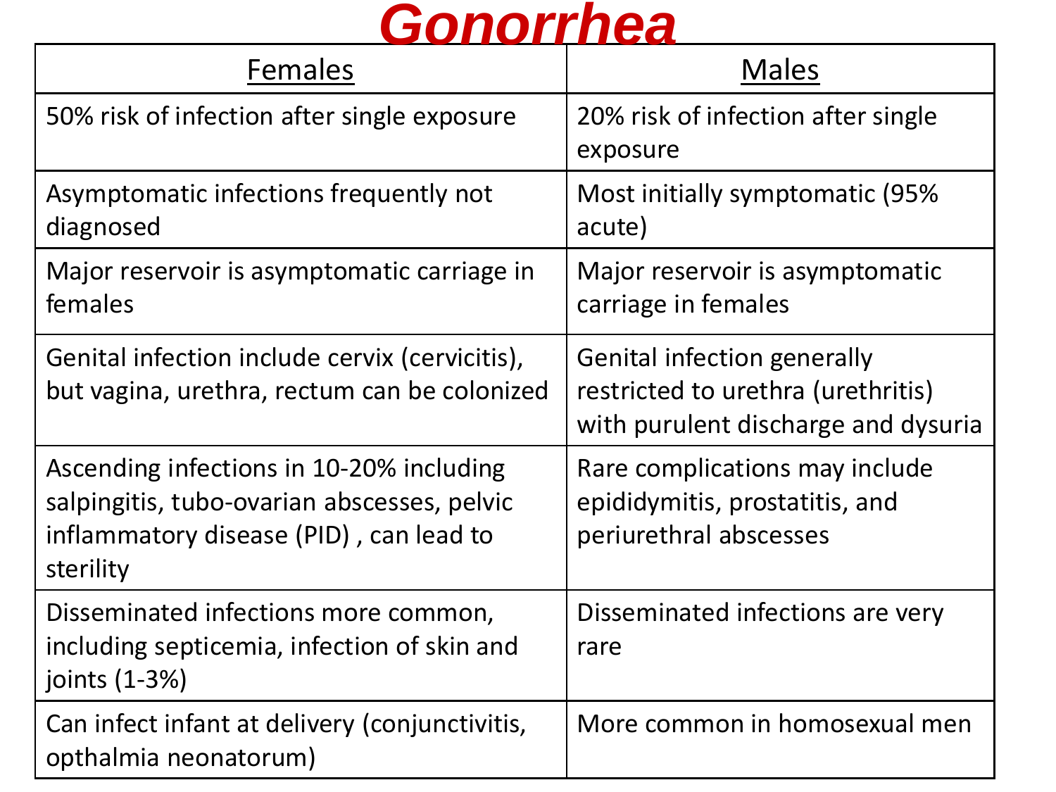# Gonorrhea

| Females | Males |
| --- | --- |
| 50% risk of infection after single exposure | 20% risk of infection after single exposure |
| Asymptomatic infections frequently not diagnosed | Most initially symptomatic (95% acute) |
| Major reservoir is asymptomatic carriage in females | Major reservoir is asymptomatic carriage in females |
| Genital infection include cervix (cervicitis), but vagina, urethra, rectum can be colonized | Genital infection generally restricted to urethra (urethritis) with purulent discharge and dysuria |
| Ascending infections in 10-20% including salpingitis, tubo-ovarian abscesses, pelvic inflammatory disease (PID) , can lead to sterility | Rare complications may include epididymitis, prostatitis, and periurethral abscesses |
| Disseminated infections more common, including septicemia, infection of skin and joints (1-3%) | Disseminated infections are very rare |
| Can infect infant at delivery (conjunctivitis, opthalmia neonatorum) | More common in homosexual men |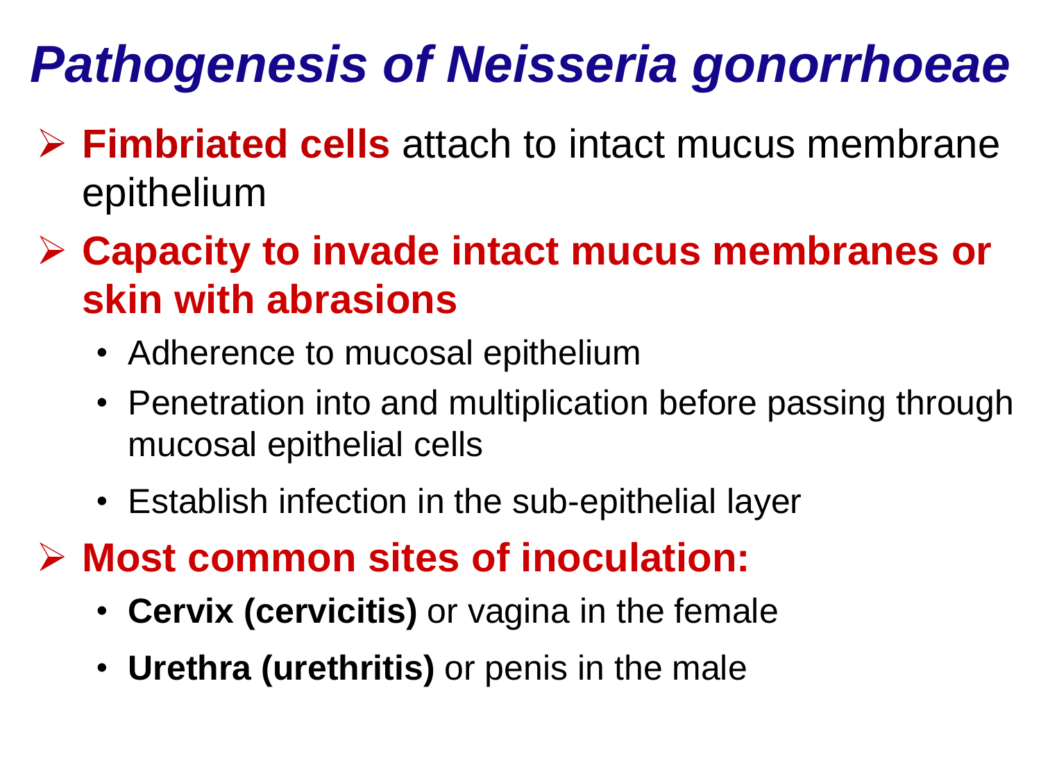# *Pathogenesis of Neisseria gonorrhoeae*

- **Fimbriated cells** attach to intact mucus membrane epithelium
- **Capacity to invade intact mucus membranes or skin with abrasions**
  - Adherence to mucosal epithelium
  - Penetration into and multiplication before passing through mucosal epithelial cells
  - Establish infection in the sub-epithelial layer
- **Most common sites of inoculation:**
  - **Cervix (cervicitis)** or vagina in the female
  - **Urethra (urethritis)** or penis in the male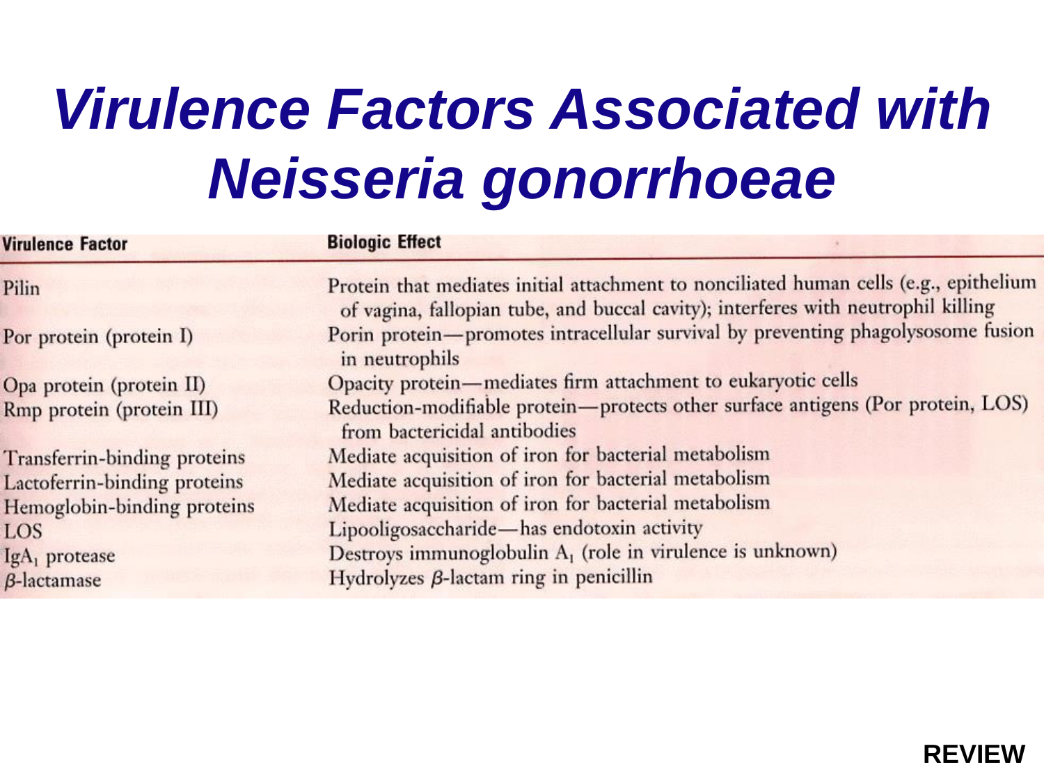# *Virulence Factors Associated with Neisseria gonorrhoeae*

| Virulence Factor | Biologic Effect |
|---|---|
| Pilin | Protein that mediates initial attachment to nonciliated human cells (e.g., epithelium of vagina, fallopian tube, and buccal cavity); interferes with neutrophil killing |
| Por protein (protein I) | Porin protein—promotes intracellular survival by preventing phagolysosome fusion in neutrophils |
| Opa protein (protein II) | Opacity protein—mediates firm attachment to eukaryotic cells |
| Rmp protein (protein III) | Reduction-modifiable protein—protects other surface antigens (Por protein, LOS) from bactericidal antibodies |
| Transferrin-binding proteins | Mediate acquisition of iron for bacterial metabolism |
| Lactoferrin-binding proteins | Mediate acquisition of iron for bacterial metabolism |
| Hemoglobin-binding proteins | Mediate acquisition of iron for bacterial metabolism |
| LOS | Lipooligosaccharide—has endotoxin activity |
| $IgA_1$ protease | Destroys immunoglobulin $A_1$ (role in virulence is unknown) |
| $\beta$-lactamase | Hydrolyzes $\beta$-lactam ring in penicillin |

**REVIEW**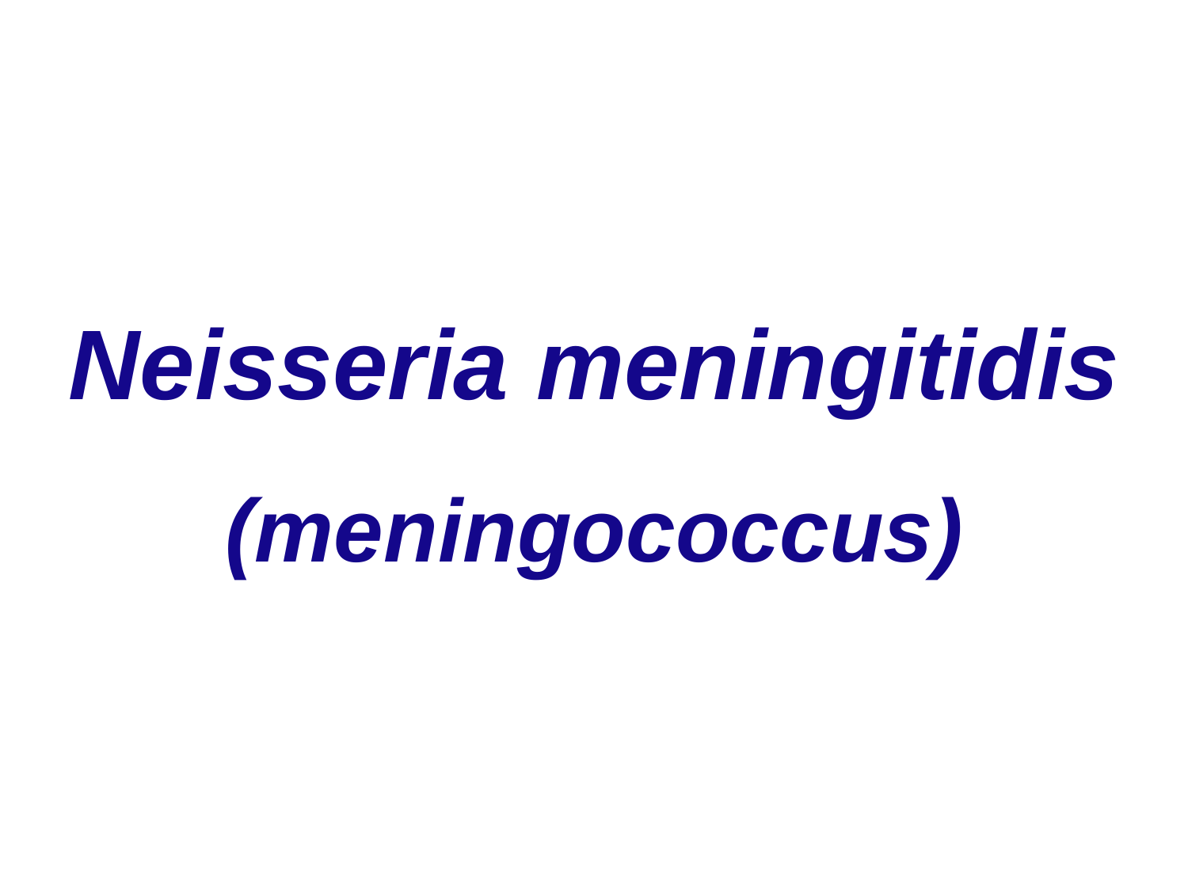# ***Neisseria meningitidis***

## ***(meningococcus)***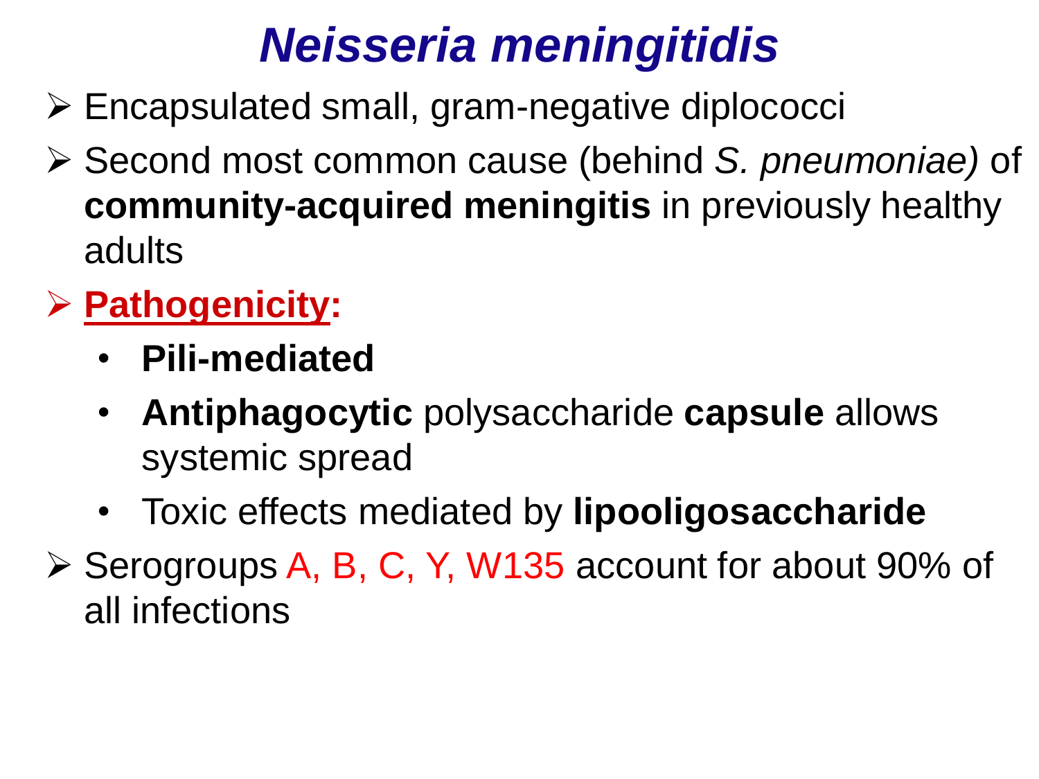# *Neisseria meningitidis*

- Encapsulated small, gram-negative diplococci
- Second most common cause (behind *S. pneumoniae)* of **community-acquired meningitis** in previously healthy adults
- **Pathogenicity:**
  - **Pili-mediated**
  - **Antiphagocytic** polysaccharide **capsule** allows systemic spread
  - Toxic effects mediated by **lipooligosaccharide**
- Serogroups A, B, C, Y, W135 account for about 90% of all infections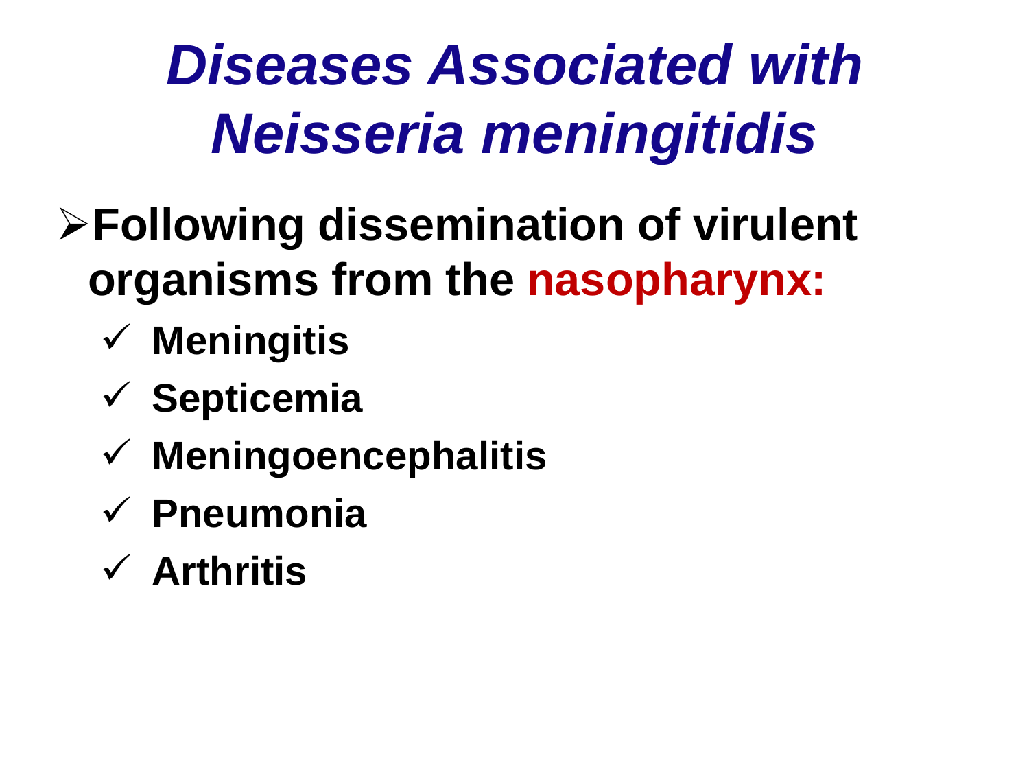# *Diseases Associated with Neisseria meningitidis*

- **Following dissemination of virulent organisms from the nasopharynx:**
  - ✓ **Meningitis**
  - ✓ **Septicemia**
  - ✓ **Meningoencephalitis**
  - ✓ **Pneumonia**
  - ✓ **Arthritis**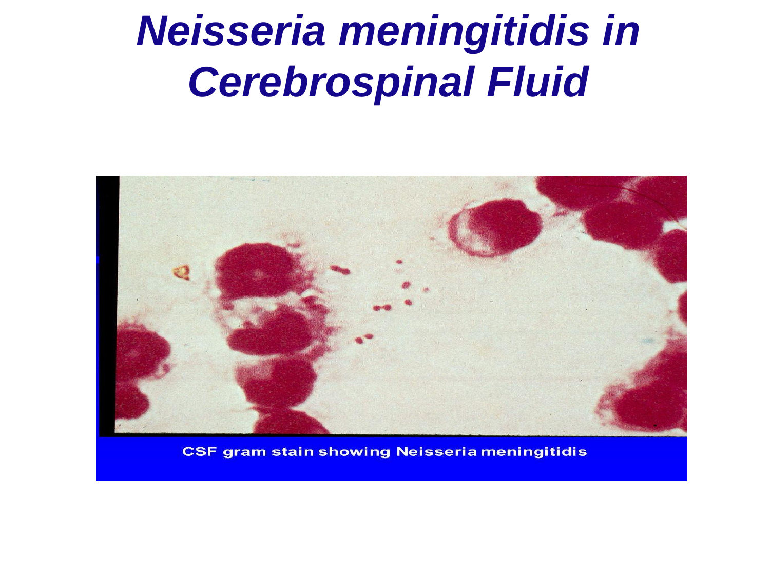# *Neisseria meningitidis in Cerebrospinal Fluid*

CSF gram stain showing Neisseria meningitidis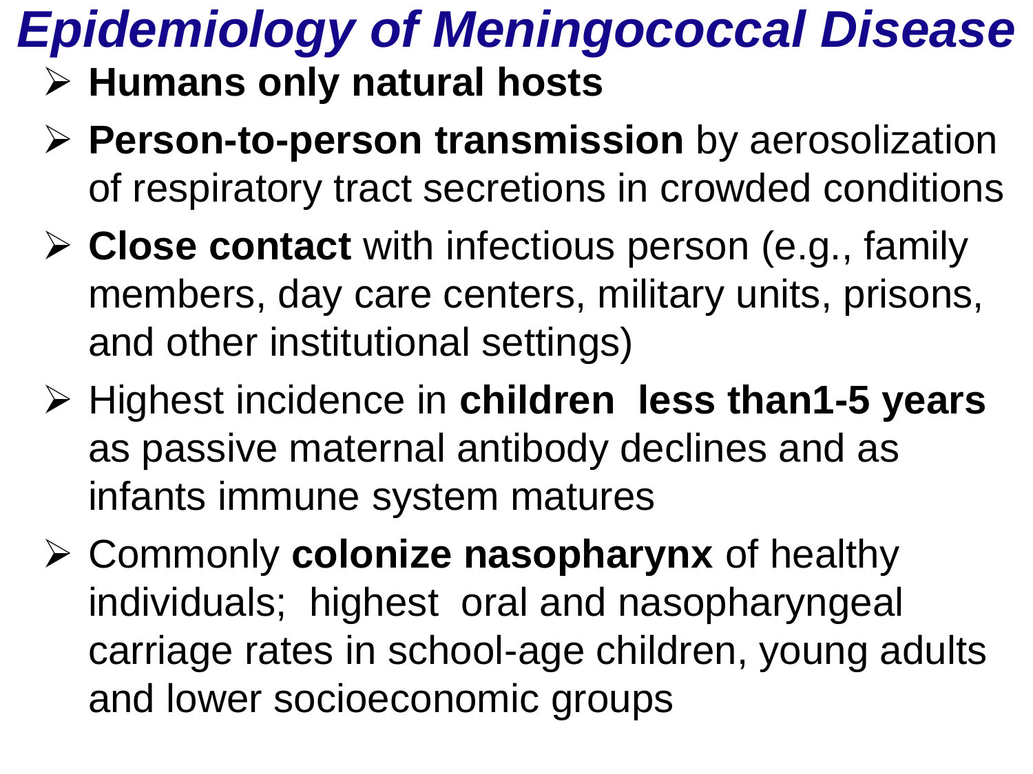# *Epidemiology of Meningococcal Disease*

- **Humans only natural hosts**
- **Person-to-person transmission** by aerosolization of respiratory tract secretions in crowded conditions
- **Close contact** with infectious person (e.g., family members, day care centers, military units, prisons, and other institutional settings)
- Highest incidence in **children less than1-5 years** as passive maternal antibody declines and as infants immune system matures
- Commonly **colonize nasopharynx** of healthy individuals; highest oral and nasopharyngeal carriage rates in school-age children, young adults and lower socioeconomic groups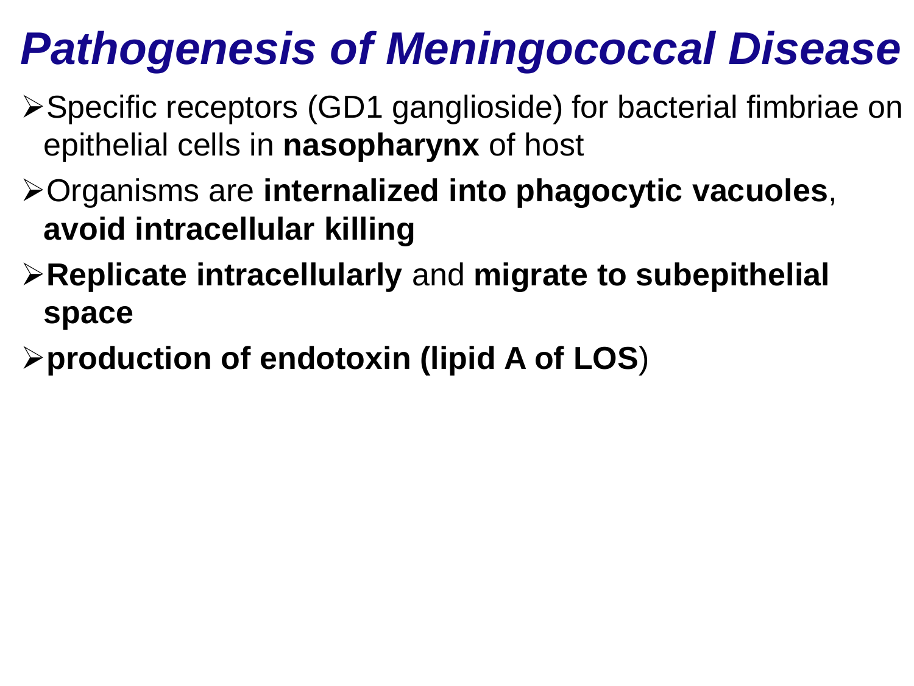# *Pathogenesis of Meningococcal Disease*

- Specific receptors (GD1 ganglioside) for bacterial fimbriae on epithelial cells in **nasopharynx** of host
- Organisms are **internalized into phagocytic vacuoles**, **avoid intracellular killing**
- **Replicate intracellularly** and **migrate to subepithelial space**
- **production of endotoxin (lipid A of LOS**)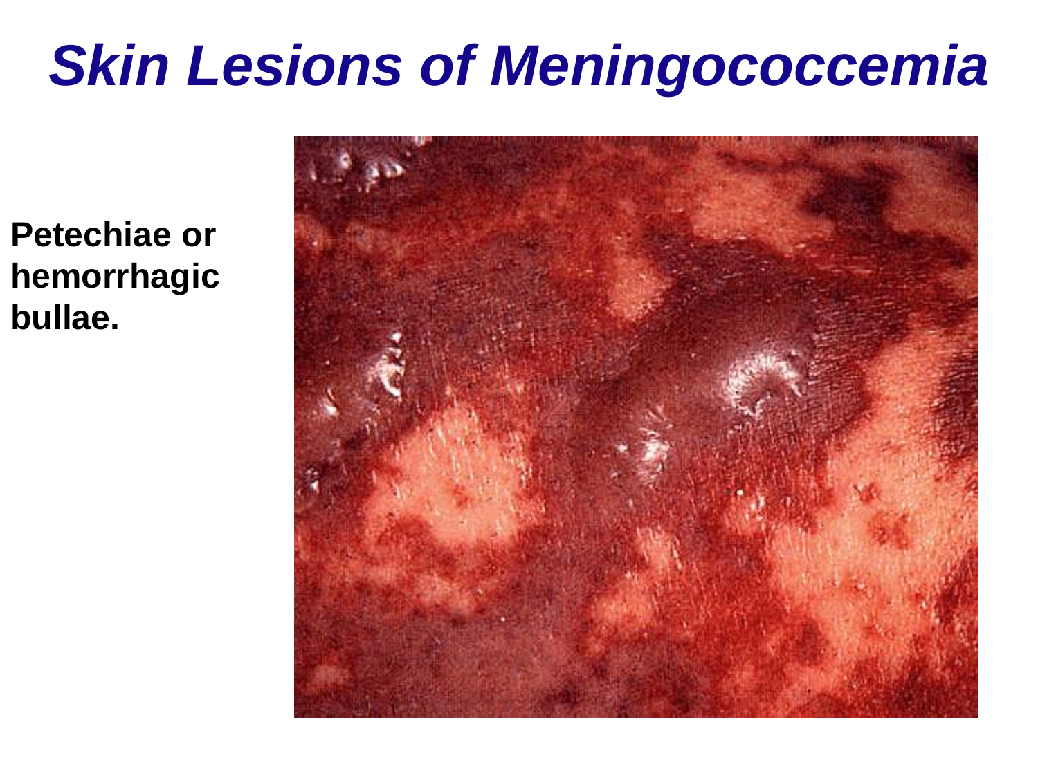# *Skin Lesions of Meningococcemia*

**Petechiae or hemorrhagic bullae.**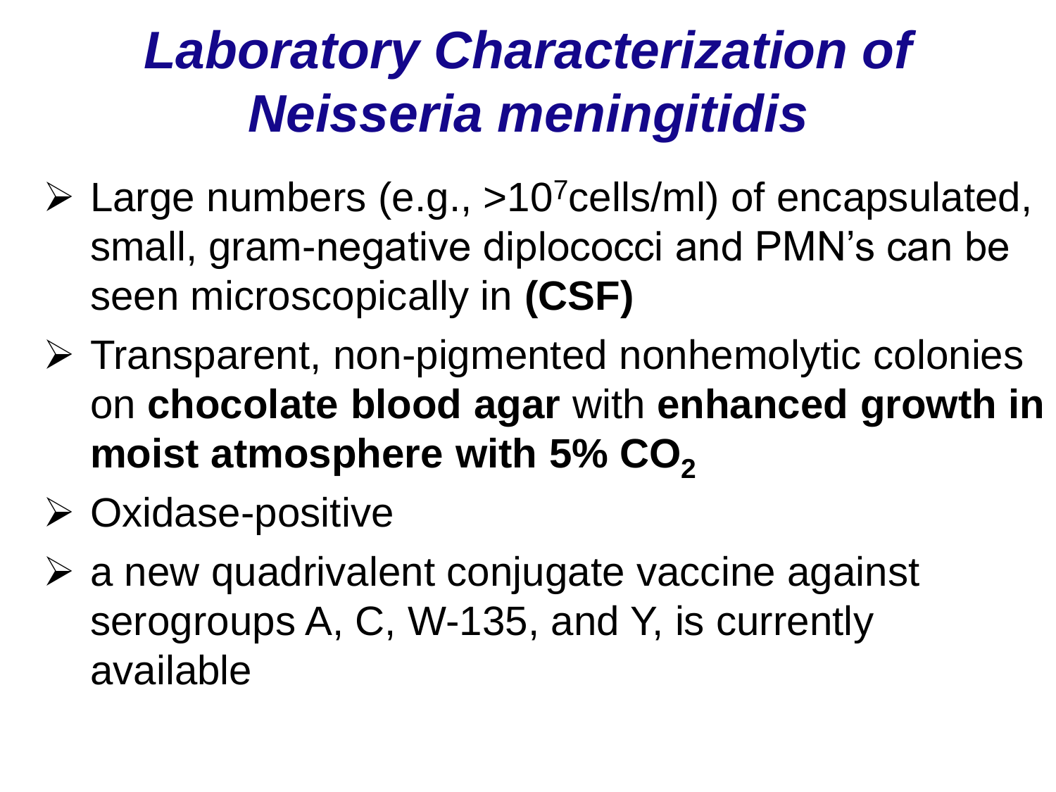# *Laboratory Characterization of Neisseria meningitidis*

- Large numbers (e.g., $>10^7$cells/ml) of encapsulated, small, gram-negative diplococci and PMN's can be seen microscopically in **(CSF)**
- Transparent, non-pigmented nonhemolytic colonies on **chocolate blood agar** with **enhanced growth in moist atmosphere with 5% $CO_2$**
- Oxidase-positive
- a new quadrivalent conjugate vaccine against serogroups A, C, W-135, and Y, is currently available